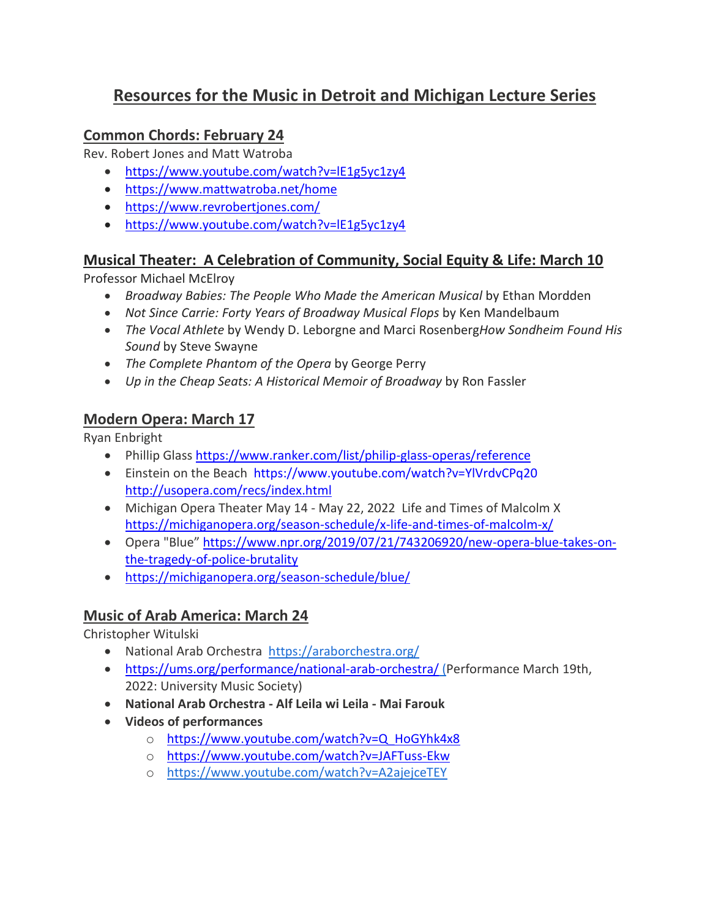# Resources for the Music in Detroit and Michigan Lecture Series

## Common Chords: February 24

Rev. Robert Jones and Matt Watroba

- https://www.youtube.com/watch?v=lE1g5yc1zy4
- https://www.mattwatroba.net/home
- https://www.revrobertjones.com/
- https://www.youtube.com/watch?v=lE1g5yc1zy4

## Musical Theater: A Celebration of Community, Social Equity & Life: March 10

Professor Michael McElroy

- *Broadway Babies: The People Who Made the American Musical* by Ethan Mordden
- *Not Since Carrie: Forty Years of Broadway Musical Flops* by Ken Mandelbaum
- *The Vocal Athlete* by Wendy D. Leborgne and Marci Rosenberg*How Sondheim Found His Sound* by Steve Swayne
- *The Complete Phantom of the Opera* by George Perry
- *Up in the Cheap Seats: A Historical Memoir of Broadway* by Ron Fassler

## Modern Opera: March 17

Ryan Enbright

- Phillip Glass https://www.ranker.com/list/philip-glass-operas/reference
- Einstein on the Beach https://www.youtube.com/watch?v=YlVrdvCPq20 http://usopera.com/recs/index.html
- Michigan Opera Theater May 14 - May 22, 2022 Life and Times of Malcolm X https://michiganopera.org/season-schedule/x-life-and-times-of-malcolm-x/
- Opera "Blue" https://www.npr.org/2019/07/21/743206920/new-opera-blue-takes-on-the-tragedy-of-police-brutality
- https://michiganopera.org/season-schedule/blue/

## Music of Arab America: March 24

Christopher Witulski

- National Arab Orchestra https://araborchestra.org/
- https://ums.org/performance/national-arab-orchestra/ (Performance March 19th, 2022: University Music Society)
- **National Arab Orchestra - Alf Leila wi Leila - Mai Farouk**
- **Videos of performances**
  - https://www.youtube.com/watch?v=Q_HoGYhk4x8
  - https://www.youtube.com/watch?v=JAFTuss-Ekw
  - https://www.youtube.com/watch?v=A2ajejceTEY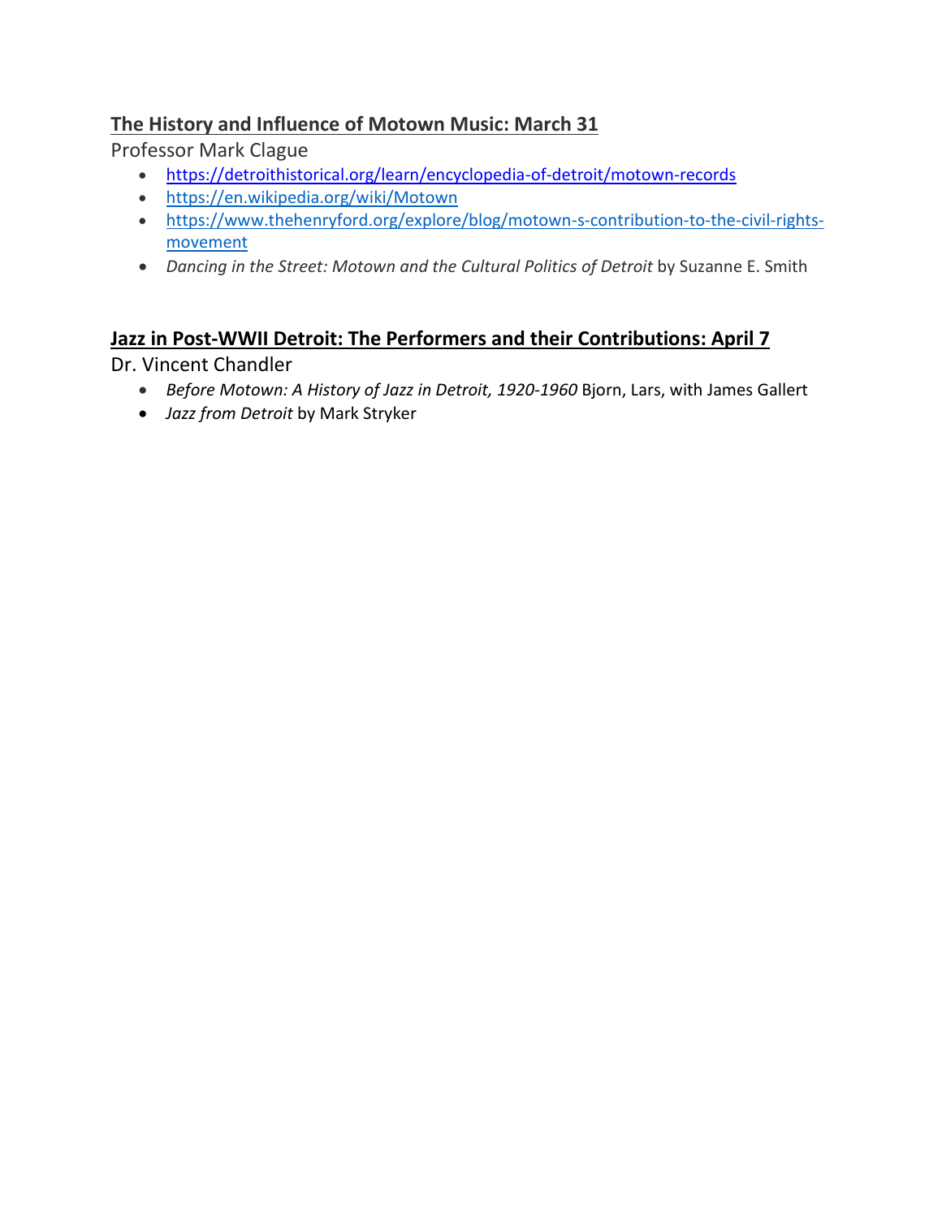## The History and Influence of Motown Music: March 31

Professor Mark Clague

- https://detroithistorical.org/learn/encyclopedia-of-detroit/motown-records
- https://en.wikipedia.org/wiki/Motown
- https://www.thehenryford.org/explore/blog/motown-s-contribution-to-the-civil-rights-movement
- *Dancing in the Street: Motown and the Cultural Politics of Detroit* by Suzanne E. Smith

## Jazz in Post-WWII Detroit: The Performers and their Contributions: April 7

Dr. Vincent Chandler

- *Before Motown: A History of Jazz in Detroit, 1920-1960* Bjorn, Lars, with James Gallert
- *Jazz from Detroit* by Mark Stryker